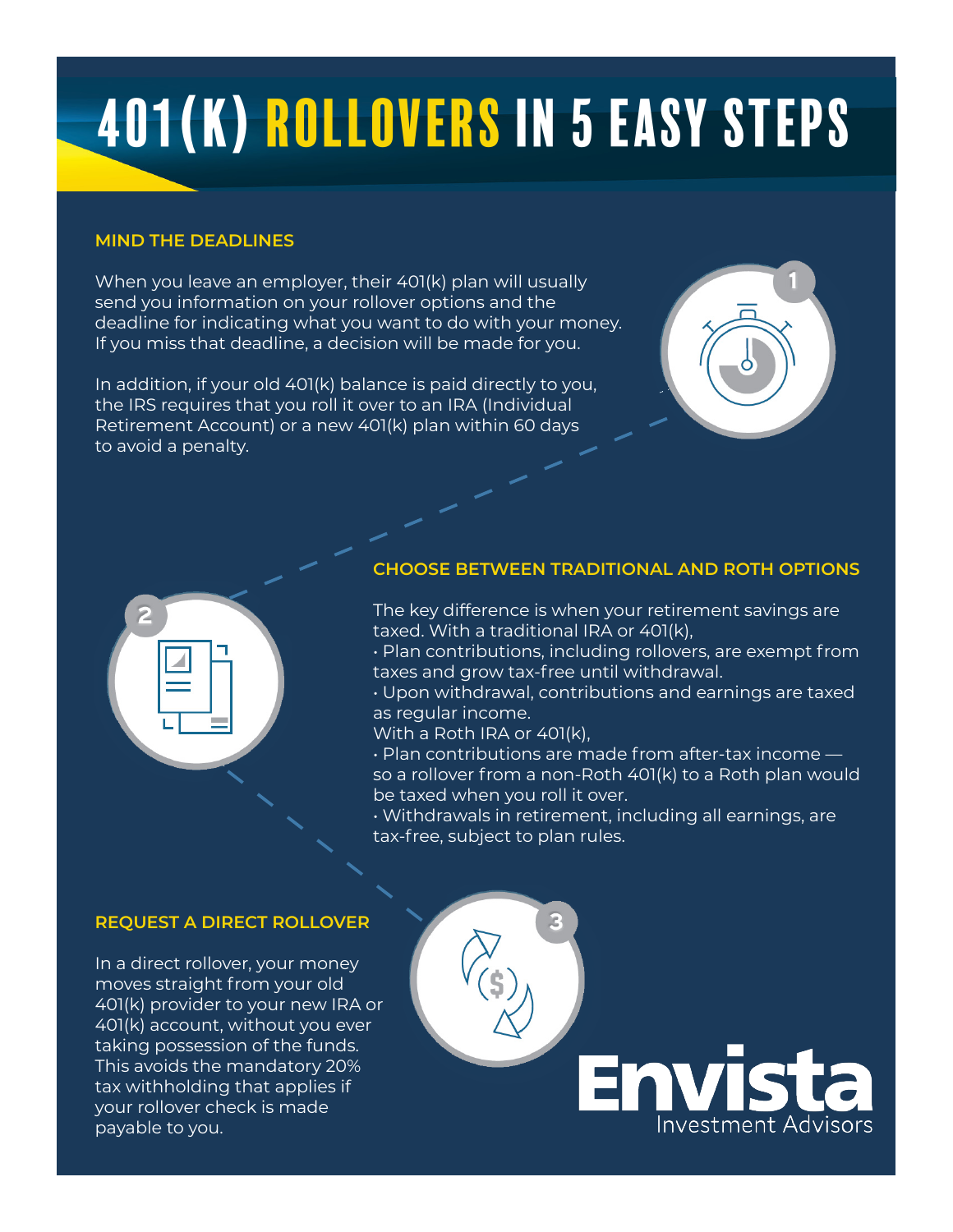# 401(K) ROLLOVERS IN 5 EASY STEPS

## MIND THE DEADLINES

When you leave an employer, their 401(k) plan will usually send you information on your rollover options and the deadline for indicating what you want to do with your money. If you miss that deadline, a decision will be made for you.

In addition, if your old 401(k) balance is paid directly to you, the IRS requires that you roll it over to an IRA (Individual Retirement Account) or a new 401(k) plan within 60 days to avoid a penalty.

## CHOOSE BETWEEN TRADITIONAL AND ROTH OPTIONS

The key difference is when your retirement savings are taxed. With a traditional IRA or 401(k),

- Plan contributions, including rollovers, are exempt from taxes and grow tax-free until withdrawal.
- Upon withdrawal, contributions and earnings are taxed as regular income.

With a Roth IRA or 401(k),

- Plan contributions are made from after-tax income — so a rollover from a non-Roth 401(k) to a Roth plan would be taxed when you roll it over.
- Withdrawals in retirement, including all earnings, are tax-free, subject to plan rules.

## REQUEST A DIRECT ROLLOVER

In a direct rollover, your money moves straight from your old 401(k) provider to your new IRA or 401(k) account, without you ever taking possession of the funds. This avoids the mandatory 20% tax withholding that applies if your rollover check is made payable to you.

Envista Investment Advisors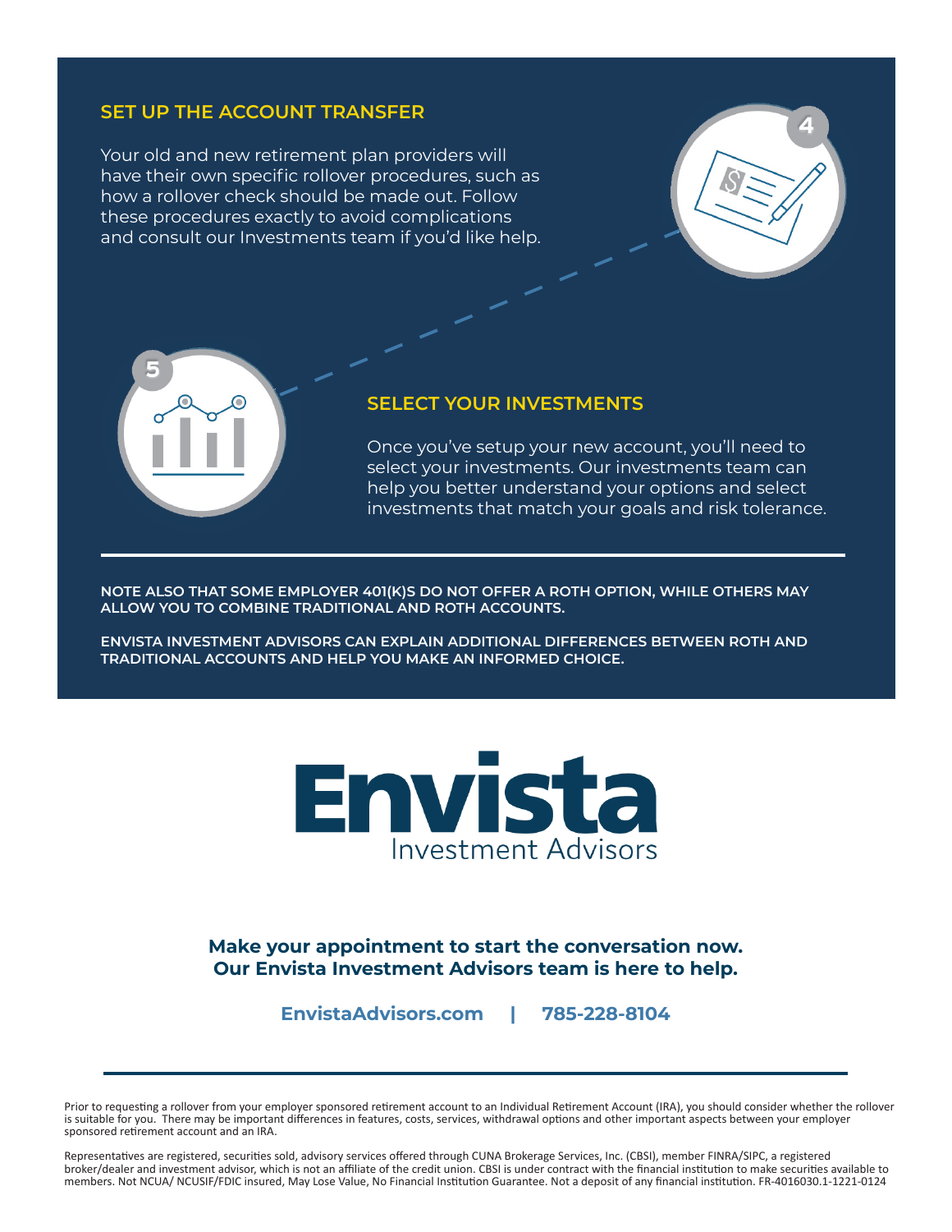## SET UP THE ACCOUNT TRANSFER

Your old and new retirement plan providers will have their own specific rollover procedures, such as how a rollover check should be made out. Follow these procedures exactly to avoid complications and consult our Investments team if you'd like help.

4

5

## SELECT YOUR INVESTMENTS

Once you've setup your new account, you'll need to select your investments. Our investments team can help you better understand your options and select investments that match your goals and risk tolerance.

**NOTE ALSO THAT SOME EMPLOYER 401(K)S DO NOT OFFER A ROTH OPTION, WHILE OTHERS MAY ALLOW YOU TO COMBINE TRADITIONAL AND ROTH ACCOUNTS.**

**ENVISTA INVESTMENT ADVISORS CAN EXPLAIN ADDITIONAL DIFFERENCES BETWEEN ROTH AND TRADITIONAL ACCOUNTS AND HELP YOU MAKE AN INFORMED CHOICE.**

# Envista
Investment Advisors

**Make your appointment to start the conversation now.
Our Envista Investment Advisors team is here to help.**

**EnvistaAdvisors.com | 785-228-8104**

Prior to requesting a rollover from your employer sponsored retirement account to an Individual Retirement Account (IRA), you should consider whether the rollover is suitable for you. There may be important differences in features, costs, services, withdrawal options and other important aspects between your employer sponsored retirement account and an IRA.

Representatives are registered, securities sold, advisory services offered through CUNA Brokerage Services, Inc. (CBSI), member FINRA/SIPC, a registered broker/dealer and investment advisor, which is not an affiliate of the credit union. CBSI is under contract with the financial institution to make securities available to members. Not NCUA/ NCUSIF/FDIC insured, May Lose Value, No Financial Institution Guarantee. Not a deposit of any financial institution. FR-4016030.1-1221-0124